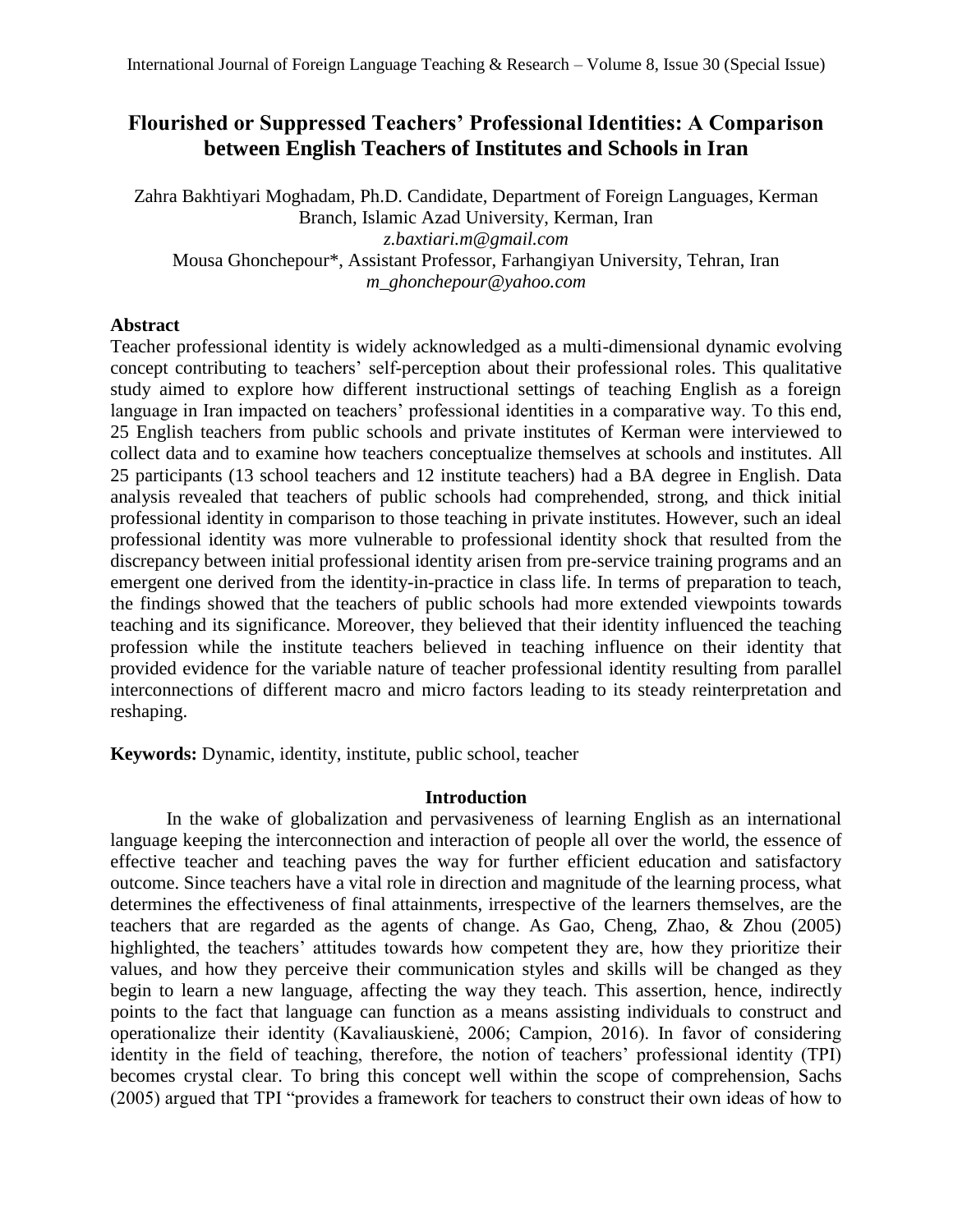# Flourished or Suppressed Teachers' Professional Identities: A Comparison between English Teachers of Institutes and Schools in Iran

Zahra Bakhtiyari Moghadam, Ph.D. Candidate, Department of Foreign Languages, Kerman Branch, Islamic Azad University, Kerman, Iran
*z.baxtiari.m@gmail.com*
Mousa Ghonchepour*, Assistant Professor, Farhangiyan University, Tehran, Iran
*m_ghonchepour@yahoo.com*

## Abstract

Teacher professional identity is widely acknowledged as a multi-dimensional dynamic evolving concept contributing to teachers' self-perception about their professional roles. This qualitative study aimed to explore how different instructional settings of teaching English as a foreign language in Iran impacted on teachers' professional identities in a comparative way. To this end, 25 English teachers from public schools and private institutes of Kerman were interviewed to collect data and to examine how teachers conceptualize themselves at schools and institutes. All 25 participants (13 school teachers and 12 institute teachers) had a BA degree in English. Data analysis revealed that teachers of public schools had comprehended, strong, and thick initial professional identity in comparison to those teaching in private institutes. However, such an ideal professional identity was more vulnerable to professional identity shock that resulted from the discrepancy between initial professional identity arisen from pre-service training programs and an emergent one derived from the identity-in-practice in class life. In terms of preparation to teach, the findings showed that the teachers of public schools had more extended viewpoints towards teaching and its significance. Moreover, they believed that their identity influenced the teaching profession while the institute teachers believed in teaching influence on their identity that provided evidence for the variable nature of teacher professional identity resulting from parallel interconnections of different macro and micro factors leading to its steady reinterpretation and reshaping.

**Keywords:** Dynamic, identity, institute, public school, teacher

## Introduction

In the wake of globalization and pervasiveness of learning English as an international language keeping the interconnection and interaction of people all over the world, the essence of effective teacher and teaching paves the way for further efficient education and satisfactory outcome. Since teachers have a vital role in direction and magnitude of the learning process, what determines the effectiveness of final attainments, irrespective of the learners themselves, are the teachers that are regarded as the agents of change. As Gao, Cheng, Zhao, & Zhou (2005) highlighted, the teachers' attitudes towards how competent they are, how they prioritize their values, and how they perceive their communication styles and skills will be changed as they begin to learn a new language, affecting the way they teach. This assertion, hence, indirectly points to the fact that language can function as a means assisting individuals to construct and operationalize their identity (Kavaliauskienė, 2006; Campion, 2016). In favor of considering identity in the field of teaching, therefore, the notion of teachers' professional identity (TPI) becomes crystal clear. To bring this concept well within the scope of comprehension, Sachs (2005) argued that TPI "provides a framework for teachers to construct their own ideas of how to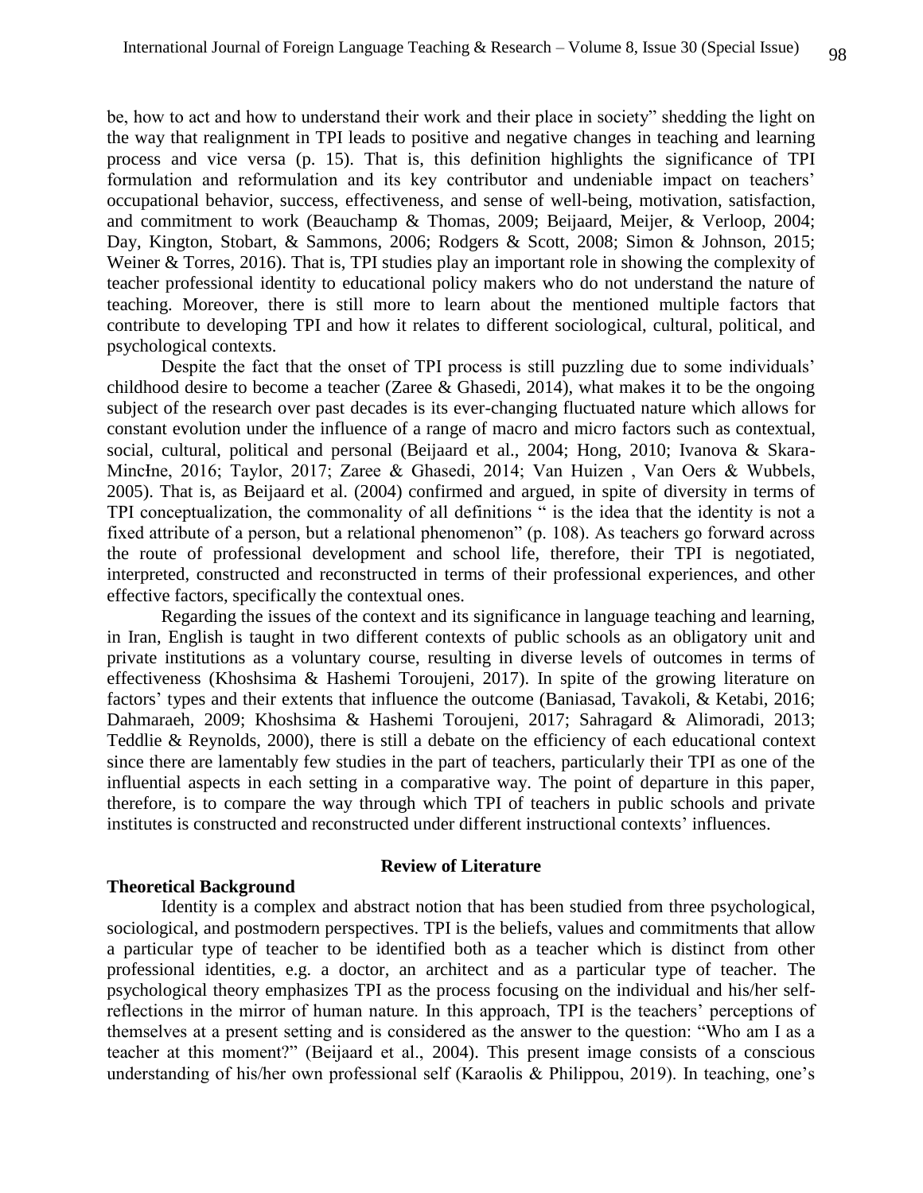be, how to act and how to understand their work and their place in society" shedding the light on the way that realignment in TPI leads to positive and negative changes in teaching and learning process and vice versa (p. 15). That is, this definition highlights the significance of TPI formulation and reformulation and its key contributor and undeniable impact on teachers' occupational behavior, success, effectiveness, and sense of well-being, motivation, satisfaction, and commitment to work (Beauchamp & Thomas, 2009; Beijaard, Meijer, & Verloop, 2004; Day, Kington, Stobart, & Sammons, 2006; Rodgers & Scott, 2008; Simon & Johnson, 2015; Weiner & Torres, 2016). That is, TPI studies play an important role in showing the complexity of teacher professional identity to educational policy makers who do not understand the nature of teaching. Moreover, there is still more to learn about the mentioned multiple factors that contribute to developing TPI and how it relates to different sociological, cultural, political, and psychological contexts.

Despite the fact that the onset of TPI process is still puzzling due to some individuals' childhood desire to become a teacher (Zaree & Ghasedi, 2014), what makes it to be the ongoing subject of the research over past decades is its ever-changing fluctuated nature which allows for constant evolution under the influence of a range of macro and micro factors such as contextual, social, cultural, political and personal (Beijaard et al., 2004; Hong, 2010; Ivanova & Skara-MincŁne, 2016; Taylor, 2017; Zaree & Ghasedi, 2014; Van Huizen , Van Oers & Wubbels, 2005). That is, as Beijaard et al. (2004) confirmed and argued, in spite of diversity in terms of TPI conceptualization, the commonality of all definitions " is the idea that the identity is not a fixed attribute of a person, but a relational phenomenon" (p. 108). As teachers go forward across the route of professional development and school life, therefore, their TPI is negotiated, interpreted, constructed and reconstructed in terms of their professional experiences, and other effective factors, specifically the contextual ones.

Regarding the issues of the context and its significance in language teaching and learning, in Iran, English is taught in two different contexts of public schools as an obligatory unit and private institutions as a voluntary course, resulting in diverse levels of outcomes in terms of effectiveness (Khoshsima & Hashemi Toroujeni, 2017). In spite of the growing literature on factors' types and their extents that influence the outcome (Baniasad, Tavakoli, & Ketabi, 2016; Dahmaraeh, 2009; Khoshsima & Hashemi Toroujeni, 2017; Sahragard & Alimoradi, 2013; Teddlie & Reynolds, 2000), there is still a debate on the efficiency of each educational context since there are lamentably few studies in the part of teachers, particularly their TPI as one of the influential aspects in each setting in a comparative way. The point of departure in this paper, therefore, is to compare the way through which TPI of teachers in public schools and private institutes is constructed and reconstructed under different instructional contexts' influences.

## Review of Literature

### Theoretical Background

Identity is a complex and abstract notion that has been studied from three psychological, sociological, and postmodern perspectives. TPI is the beliefs, values and commitments that allow a particular type of teacher to be identified both as a teacher which is distinct from other professional identities, e.g. a doctor, an architect and as a particular type of teacher. The psychological theory emphasizes TPI as the process focusing on the individual and his/her self-reflections in the mirror of human nature. In this approach, TPI is the teachers' perceptions of themselves at a present setting and is considered as the answer to the question: "Who am I as a teacher at this moment?" (Beijaard et al., 2004). This present image consists of a conscious understanding of his/her own professional self (Karaolis & Philippou, 2019). In teaching, one's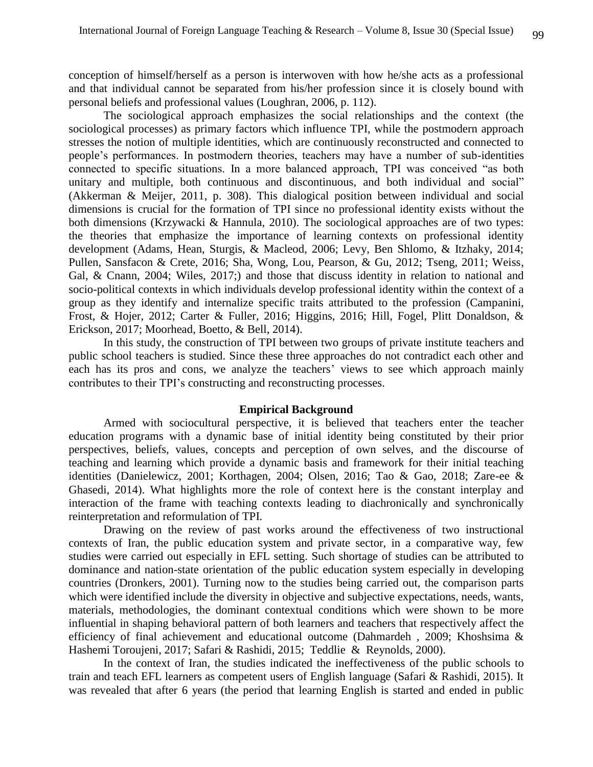conception of himself/herself as a person is interwoven with how he/she acts as a professional and that individual cannot be separated from his/her profession since it is closely bound with personal beliefs and professional values (Loughran, 2006, p. 112).

The sociological approach emphasizes the social relationships and the context (the sociological processes) as primary factors which influence TPI, while the postmodern approach stresses the notion of multiple identities, which are continuously reconstructed and connected to people's performances. In postmodern theories, teachers may have a number of sub-identities connected to specific situations. In a more balanced approach, TPI was conceived "as both unitary and multiple, both continuous and discontinuous, and both individual and social" (Akkerman & Meijer, 2011, p. 308). This dialogical position between individual and social dimensions is crucial for the formation of TPI since no professional identity exists without the both dimensions (Krzywacki & Hannula, 2010). The sociological approaches are of two types: the theories that emphasize the importance of learning contexts on professional identity development (Adams, Hean, Sturgis, & Macleod, 2006; Levy, Ben Shlomo, & Itzhaky, 2014; Pullen, Sansfacon & Crete, 2016; Sha, Wong, Lou, Pearson, & Gu, 2012; Tseng, 2011; Weiss, Gal, & Cnann, 2004; Wiles, 2017;) and those that discuss identity in relation to national and socio-political contexts in which individuals develop professional identity within the context of a group as they identify and internalize specific traits attributed to the profession (Campanini, Frost, & Hojer, 2012; Carter & Fuller, 2016; Higgins, 2016; Hill, Fogel, Plitt Donaldson, & Erickson, 2017; Moorhead, Boetto, & Bell, 2014).

In this study, the construction of TPI between two groups of private institute teachers and public school teachers is studied. Since these three approaches do not contradict each other and each has its pros and cons, we analyze the teachers' views to see which approach mainly contributes to their TPI's constructing and reconstructing processes.

## Empirical Background

Armed with sociocultural perspective, it is believed that teachers enter the teacher education programs with a dynamic base of initial identity being constituted by their prior perspectives, beliefs, values, concepts and perception of own selves, and the discourse of teaching and learning which provide a dynamic basis and framework for their initial teaching identities (Danielewicz, 2001; Korthagen, 2004; Olsen, 2016; Tao & Gao, 2018; Zare-ee & Ghasedi, 2014). What highlights more the role of context here is the constant interplay and interaction of the frame with teaching contexts leading to diachronically and synchronically reinterpretation and reformulation of TPI.

Drawing on the review of past works around the effectiveness of two instructional contexts of Iran, the public education system and private sector, in a comparative way, few studies were carried out especially in EFL setting. Such shortage of studies can be attributed to dominance and nation-state orientation of the public education system especially in developing countries (Dronkers, 2001). Turning now to the studies being carried out, the comparison parts which were identified include the diversity in objective and subjective expectations, needs, wants, materials, methodologies, the dominant contextual conditions which were shown to be more influential in shaping behavioral pattern of both learners and teachers that respectively affect the efficiency of final achievement and educational outcome (Dahmardeh , 2009; Khoshsima & Hashemi Toroujeni, 2017; Safari & Rashidi, 2015; Teddlie & Reynolds, 2000).

In the context of Iran, the studies indicated the ineffectiveness of the public schools to train and teach EFL learners as competent users of English language (Safari & Rashidi, 2015). It was revealed that after 6 years (the period that learning English is started and ended in public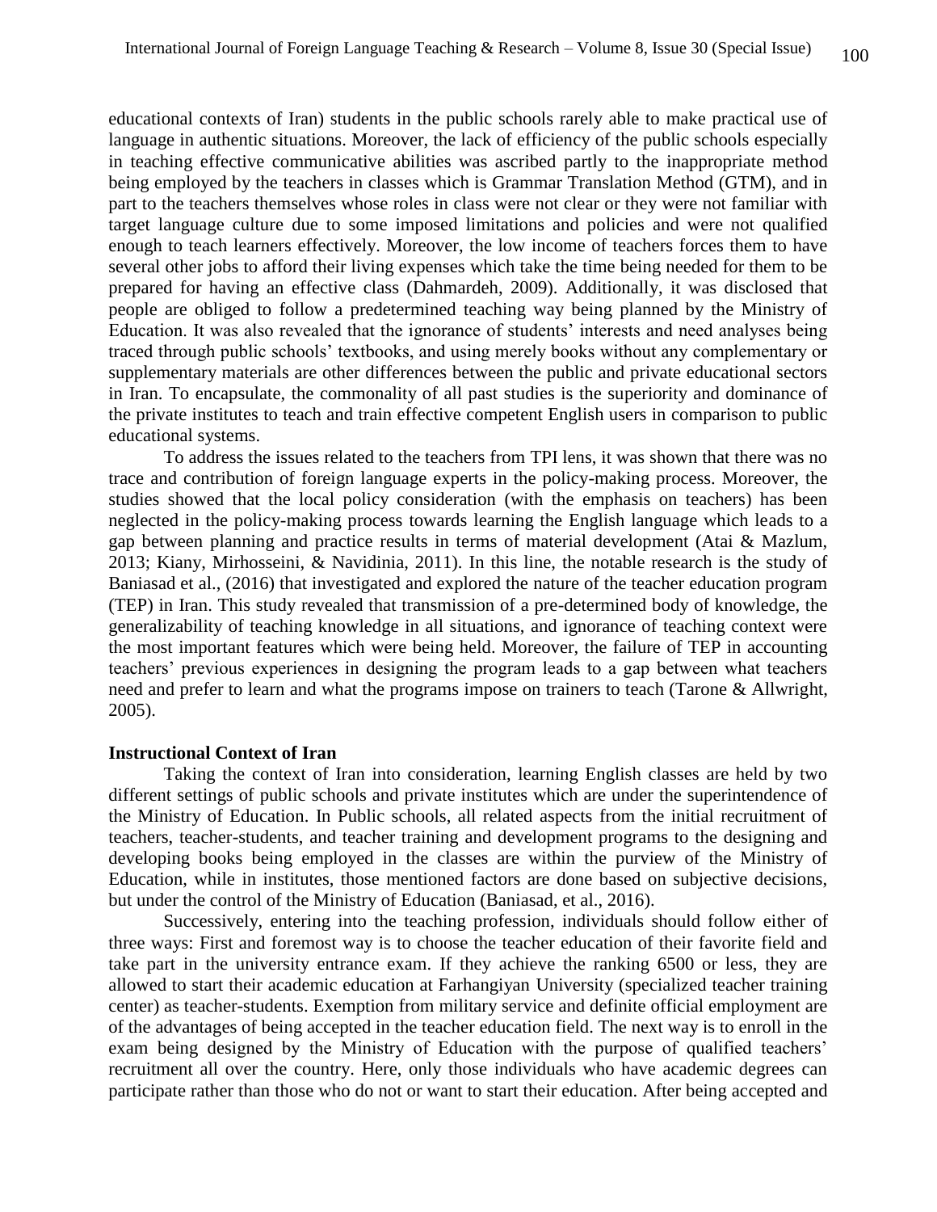educational contexts of Iran) students in the public schools rarely able to make practical use of language in authentic situations. Moreover, the lack of efficiency of the public schools especially in teaching effective communicative abilities was ascribed partly to the inappropriate method being employed by the teachers in classes which is Grammar Translation Method (GTM), and in part to the teachers themselves whose roles in class were not clear or they were not familiar with target language culture due to some imposed limitations and policies and were not qualified enough to teach learners effectively. Moreover, the low income of teachers forces them to have several other jobs to afford their living expenses which take the time being needed for them to be prepared for having an effective class (Dahmardeh, 2009). Additionally, it was disclosed that people are obliged to follow a predetermined teaching way being planned by the Ministry of Education. It was also revealed that the ignorance of students' interests and need analyses being traced through public schools' textbooks, and using merely books without any complementary or supplementary materials are other differences between the public and private educational sectors in Iran. To encapsulate, the commonality of all past studies is the superiority and dominance of the private institutes to teach and train effective competent English users in comparison to public educational systems.

To address the issues related to the teachers from TPI lens, it was shown that there was no trace and contribution of foreign language experts in the policy-making process. Moreover, the studies showed that the local policy consideration (with the emphasis on teachers) has been neglected in the policy-making process towards learning the English language which leads to a gap between planning and practice results in terms of material development (Atai & Mazlum, 2013; Kiany, Mirhosseini, & Navidinia, 2011). In this line, the notable research is the study of Baniasad et al., (2016) that investigated and explored the nature of the teacher education program (TEP) in Iran. This study revealed that transmission of a pre-determined body of knowledge, the generalizability of teaching knowledge in all situations, and ignorance of teaching context were the most important features which were being held. Moreover, the failure of TEP in accounting teachers' previous experiences in designing the program leads to a gap between what teachers need and prefer to learn and what the programs impose on trainers to teach (Tarone & Allwright, 2005).

**Instructional Context of Iran**

Taking the context of Iran into consideration, learning English classes are held by two different settings of public schools and private institutes which are under the superintendence of the Ministry of Education. In Public schools, all related aspects from the initial recruitment of teachers, teacher-students, and teacher training and development programs to the designing and developing books being employed in the classes are within the purview of the Ministry of Education, while in institutes, those mentioned factors are done based on subjective decisions, but under the control of the Ministry of Education (Baniasad, et al., 2016).

Successively, entering into the teaching profession, individuals should follow either of three ways: First and foremost way is to choose the teacher education of their favorite field and take part in the university entrance exam. If they achieve the ranking 6500 or less, they are allowed to start their academic education at Farhangiyan University (specialized teacher training center) as teacher-students. Exemption from military service and definite official employment are of the advantages of being accepted in the teacher education field. The next way is to enroll in the exam being designed by the Ministry of Education with the purpose of qualified teachers' recruitment all over the country. Here, only those individuals who have academic degrees can participate rather than those who do not or want to start their education. After being accepted and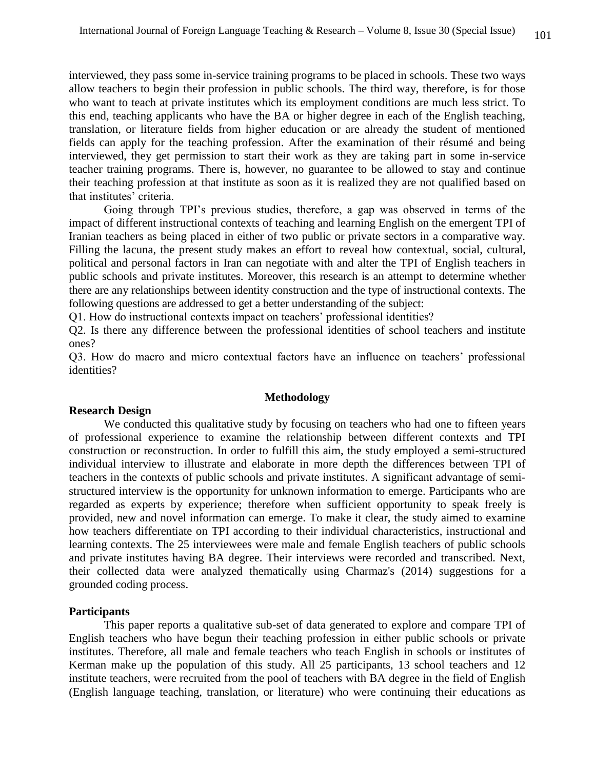interviewed, they pass some in-service training programs to be placed in schools. These two ways allow teachers to begin their profession in public schools. The third way, therefore, is for those who want to teach at private institutes which its employment conditions are much less strict. To this end, teaching applicants who have the BA or higher degree in each of the English teaching, translation, or literature fields from higher education or are already the student of mentioned fields can apply for the teaching profession. After the examination of their résumé and being interviewed, they get permission to start their work as they are taking part in some in-service teacher training programs. There is, however, no guarantee to be allowed to stay and continue their teaching profession at that institute as soon as it is realized they are not qualified based on that institutes' criteria.

Going through TPI's previous studies, therefore, a gap was observed in terms of the impact of different instructional contexts of teaching and learning English on the emergent TPI of Iranian teachers as being placed in either of two public or private sectors in a comparative way. Filling the lacuna, the present study makes an effort to reveal how contextual, social, cultural, political and personal factors in Iran can negotiate with and alter the TPI of English teachers in public schools and private institutes. Moreover, this research is an attempt to determine whether there are any relationships between identity construction and the type of instructional contexts. The following questions are addressed to get a better understanding of the subject:

Q1. How do instructional contexts impact on teachers' professional identities?

Q2. Is there any difference between the professional identities of school teachers and institute ones?

Q3. How do macro and micro contextual factors have an influence on teachers' professional identities?

## Methodology

### Research Design

We conducted this qualitative study by focusing on teachers who had one to fifteen years of professional experience to examine the relationship between different contexts and TPI construction or reconstruction. In order to fulfill this aim, the study employed a semi-structured individual interview to illustrate and elaborate in more depth the differences between TPI of teachers in the contexts of public schools and private institutes. A significant advantage of semi-structured interview is the opportunity for unknown information to emerge. Participants who are regarded as experts by experience; therefore when sufficient opportunity to speak freely is provided, new and novel information can emerge. To make it clear, the study aimed to examine how teachers differentiate on TPI according to their individual characteristics, instructional and learning contexts. The 25 interviewees were male and female English teachers of public schools and private institutes having BA degree. Their interviews were recorded and transcribed. Next, their collected data were analyzed thematically using Charmaz's (2014) suggestions for a grounded coding process.

### Participants

This paper reports a qualitative sub-set of data generated to explore and compare TPI of English teachers who have begun their teaching profession in either public schools or private institutes. Therefore, all male and female teachers who teach English in schools or institutes of Kerman make up the population of this study. All 25 participants, 13 school teachers and 12 institute teachers, were recruited from the pool of teachers with BA degree in the field of English (English language teaching, translation, or literature) who were continuing their educations as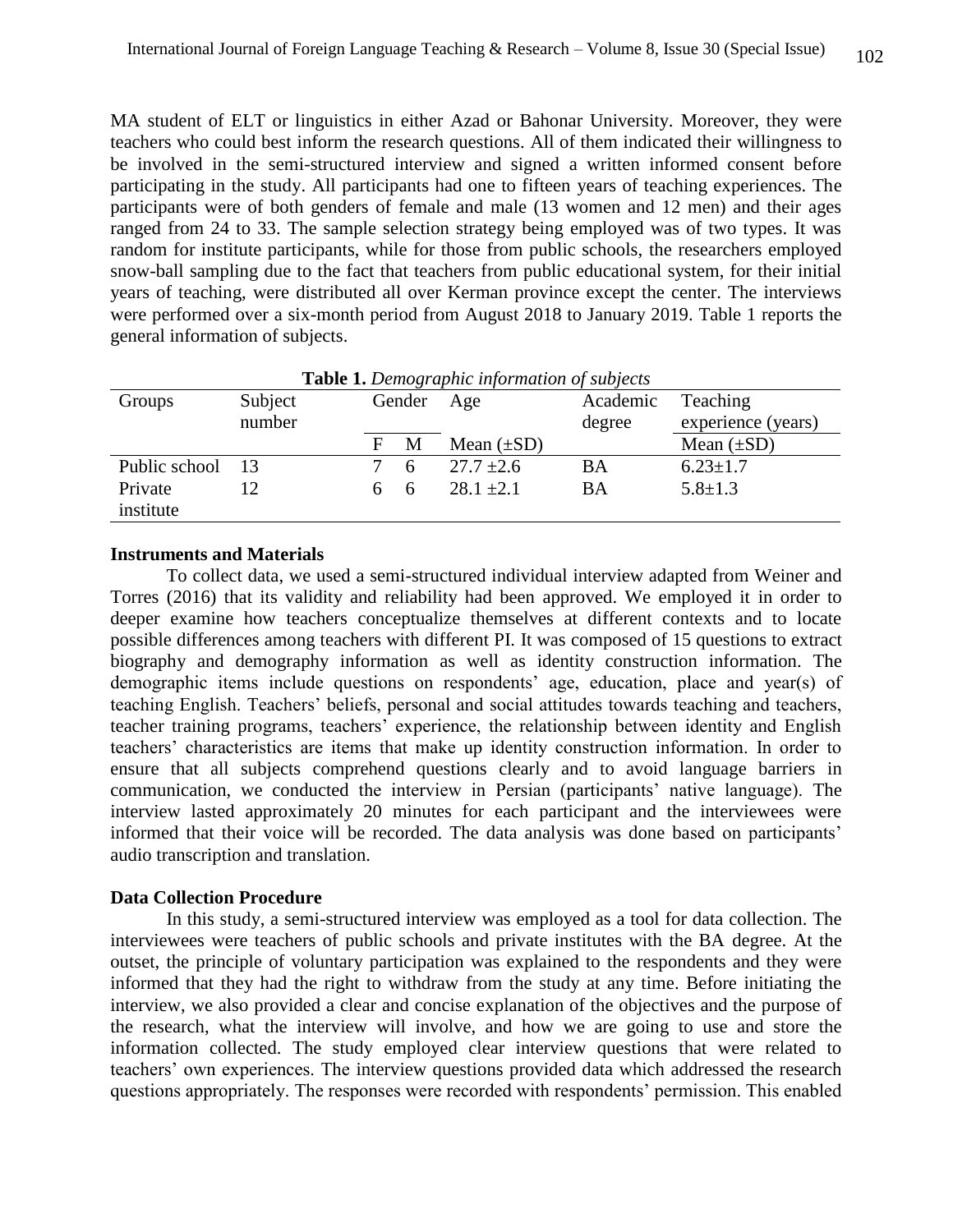MA student of ELT or linguistics in either Azad or Bahonar University. Moreover, they were teachers who could best inform the research questions. All of them indicated their willingness to be involved in the semi-structured interview and signed a written informed consent before participating in the study. All participants had one to fifteen years of teaching experiences. The participants were of both genders of female and male (13 women and 12 men) and their ages ranged from 24 to 33. The sample selection strategy being employed was of two types. It was random for institute participants, while for those from public schools, the researchers employed snow-ball sampling due to the fact that teachers from public educational system, for their initial years of teaching, were distributed all over Kerman province except the center. The interviews were performed over a six-month period from August 2018 to January 2019. Table 1 reports the general information of subjects.

**Table 1.** *Demographic information of subjects*

| Groups | Subject number | Gender | | Age | Academic degree | Teaching experience (years) |
|---|---|---|---|---|---|---|
| | | F | M | Mean (±SD) | | Mean (±SD) |
| Public school | 13 | 7 | 6 | 27.7 ±2.6 | BA | 6.23±1.7 |
| Private institute | 12 | 6 | 6 | 28.1 ±2.1 | BA | 5.8±1.3 |

### Instruments and Materials

To collect data, we used a semi-structured individual interview adapted from Weiner and Torres (2016) that its validity and reliability had been approved. We employed it in order to deeper examine how teachers conceptualize themselves at different contexts and to locate possible differences among teachers with different PI. It was composed of 15 questions to extract biography and demography information as well as identity construction information. The demographic items include questions on respondents' age, education, place and year(s) of teaching English. Teachers' beliefs, personal and social attitudes towards teaching and teachers, teacher training programs, teachers' experience, the relationship between identity and English teachers' characteristics are items that make up identity construction information. In order to ensure that all subjects comprehend questions clearly and to avoid language barriers in communication, we conducted the interview in Persian (participants' native language). The interview lasted approximately 20 minutes for each participant and the interviewees were informed that their voice will be recorded. The data analysis was done based on participants' audio transcription and translation.

### Data Collection Procedure

In this study, a semi-structured interview was employed as a tool for data collection. The interviewees were teachers of public schools and private institutes with the BA degree. At the outset, the principle of voluntary participation was explained to the respondents and they were informed that they had the right to withdraw from the study at any time. Before initiating the interview, we also provided a clear and concise explanation of the objectives and the purpose of the research, what the interview will involve, and how we are going to use and store the information collected. The study employed clear interview questions that were related to teachers' own experiences. The interview questions provided data which addressed the research questions appropriately. The responses were recorded with respondents' permission. This enabled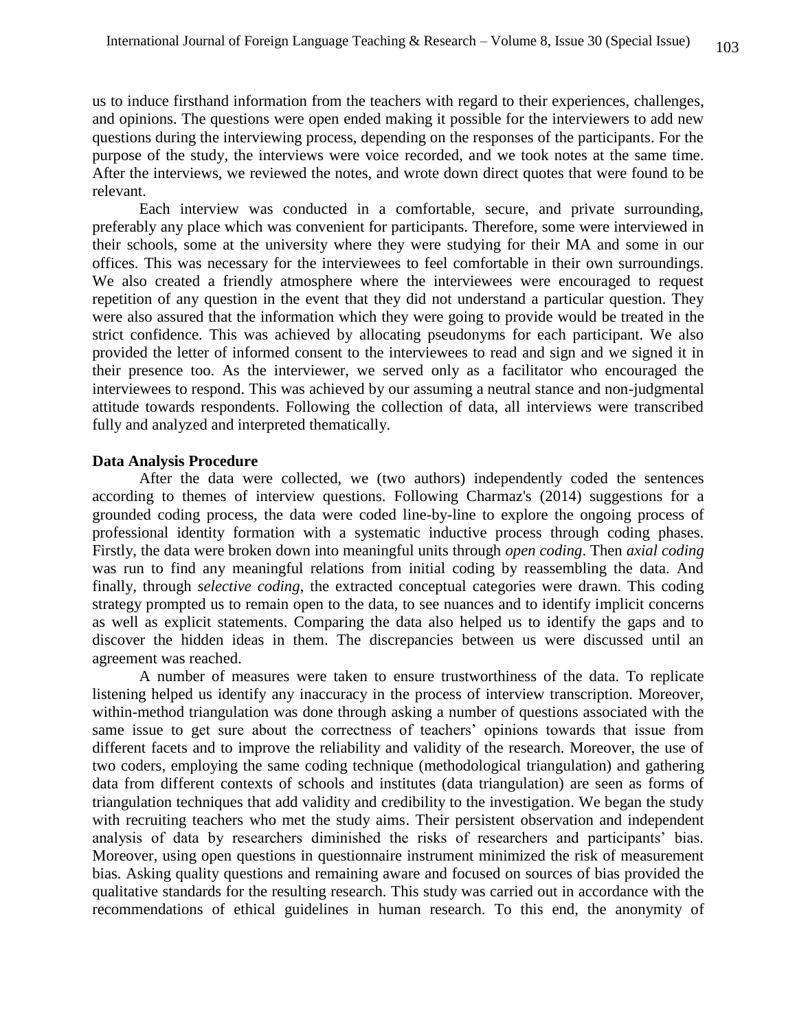us to induce firsthand information from the teachers with regard to their experiences, challenges, and opinions. The questions were open ended making it possible for the interviewers to add new questions during the interviewing process, depending on the responses of the participants. For the purpose of the study, the interviews were voice recorded, and we took notes at the same time. After the interviews, we reviewed the notes, and wrote down direct quotes that were found to be relevant.

Each interview was conducted in a comfortable, secure, and private surrounding, preferably any place which was convenient for participants. Therefore, some were interviewed in their schools, some at the university where they were studying for their MA and some in our offices. This was necessary for the interviewees to feel comfortable in their own surroundings. We also created a friendly atmosphere where the interviewees were encouraged to request repetition of any question in the event that they did not understand a particular question. They were also assured that the information which they were going to provide would be treated in the strict confidence. This was achieved by allocating pseudonyms for each participant. We also provided the letter of informed consent to the interviewees to read and sign and we signed it in their presence too. As the interviewer, we served only as a facilitator who encouraged the interviewees to respond. This was achieved by our assuming a neutral stance and non-judgmental attitude towards respondents. Following the collection of data, all interviews were transcribed fully and analyzed and interpreted thematically.

**Data Analysis Procedure**

After the data were collected, we (two authors) independently coded the sentences according to themes of interview questions. Following Charmaz's (2014) suggestions for a grounded coding process, the data were coded line-by-line to explore the ongoing process of professional identity formation with a systematic inductive process through coding phases. Firstly, the data were broken down into meaningful units through *open coding*. Then *axial coding* was run to find any meaningful relations from initial coding by reassembling the data. And finally, through *selective coding*, the extracted conceptual categories were drawn. This coding strategy prompted us to remain open to the data, to see nuances and to identify implicit concerns as well as explicit statements. Comparing the data also helped us to identify the gaps and to discover the hidden ideas in them. The discrepancies between us were discussed until an agreement was reached.

A number of measures were taken to ensure trustworthiness of the data. To replicate listening helped us identify any inaccuracy in the process of interview transcription. Moreover, within-method triangulation was done through asking a number of questions associated with the same issue to get sure about the correctness of teachers' opinions towards that issue from different facets and to improve the reliability and validity of the research. Moreover, the use of two coders, employing the same coding technique (methodological triangulation) and gathering data from different contexts of schools and institutes (data triangulation) are seen as forms of triangulation techniques that add validity and credibility to the investigation. We began the study with recruiting teachers who met the study aims. Their persistent observation and independent analysis of data by researchers diminished the risks of researchers and participants' bias. Moreover, using open questions in questionnaire instrument minimized the risk of measurement bias. Asking quality questions and remaining aware and focused on sources of bias provided the qualitative standards for the resulting research. This study was carried out in accordance with the recommendations of ethical guidelines in human research. To this end, the anonymity of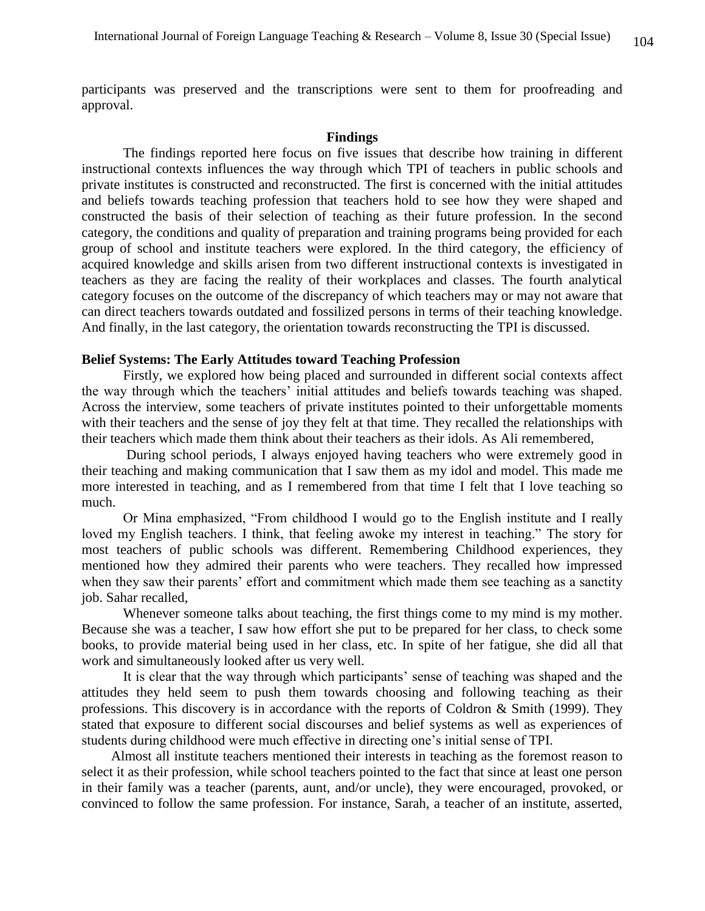participants was preserved and the transcriptions were sent to them for proofreading and approval.

## Findings

The findings reported here focus on five issues that describe how training in different instructional contexts influences the way through which TPI of teachers in public schools and private institutes is constructed and reconstructed. The first is concerned with the initial attitudes and beliefs towards teaching profession that teachers hold to see how they were shaped and constructed the basis of their selection of teaching as their future profession. In the second category, the conditions and quality of preparation and training programs being provided for each group of school and institute teachers were explored. In the third category, the efficiency of acquired knowledge and skills arisen from two different instructional contexts is investigated in teachers as they are facing the reality of their workplaces and classes. The fourth analytical category focuses on the outcome of the discrepancy of which teachers may or may not aware that can direct teachers towards outdated and fossilized persons in terms of their teaching knowledge. And finally, in the last category, the orientation towards reconstructing the TPI is discussed.

### Belief Systems: The Early Attitudes toward Teaching Profession

Firstly, we explored how being placed and surrounded in different social contexts affect the way through which the teachers' initial attitudes and beliefs towards teaching was shaped. Across the interview, some teachers of private institutes pointed to their unforgettable moments with their teachers and the sense of joy they felt at that time. They recalled the relationships with their teachers which made them think about their teachers as their idols. As Ali remembered,

During school periods, I always enjoyed having teachers who were extremely good in their teaching and making communication that I saw them as my idol and model. This made me more interested in teaching, and as I remembered from that time I felt that I love teaching so much.

Or Mina emphasized, "From childhood I would go to the English institute and I really loved my English teachers. I think, that feeling awoke my interest in teaching." The story for most teachers of public schools was different. Remembering Childhood experiences, they mentioned how they admired their parents who were teachers. They recalled how impressed when they saw their parents' effort and commitment which made them see teaching as a sanctity job. Sahar recalled,

Whenever someone talks about teaching, the first things come to my mind is my mother. Because she was a teacher, I saw how effort she put to be prepared for her class, to check some books, to provide material being used in her class, etc. In spite of her fatigue, she did all that work and simultaneously looked after us very well.

It is clear that the way through which participants' sense of teaching was shaped and the attitudes they held seem to push them towards choosing and following teaching as their professions. This discovery is in accordance with the reports of Coldron & Smith (1999). They stated that exposure to different social discourses and belief systems as well as experiences of students during childhood were much effective in directing one's initial sense of TPI.

Almost all institute teachers mentioned their interests in teaching as the foremost reason to select it as their profession, while school teachers pointed to the fact that since at least one person in their family was a teacher (parents, aunt, and/or uncle), they were encouraged, provoked, or convinced to follow the same profession. For instance, Sarah, a teacher of an institute, asserted,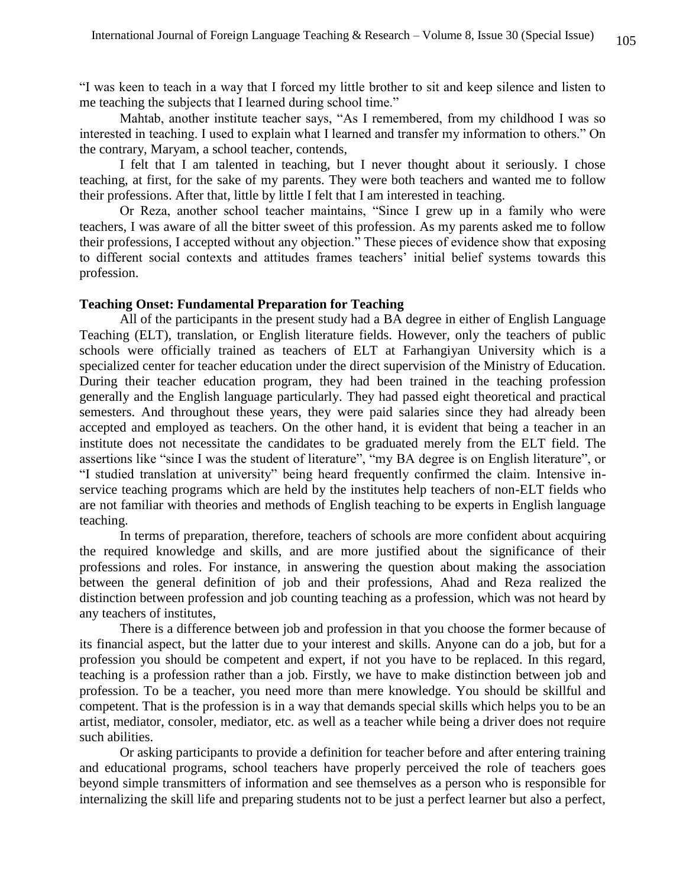"I was keen to teach in a way that I forced my little brother to sit and keep silence and listen to me teaching the subjects that I learned during school time."

Mahtab, another institute teacher says, "As I remembered, from my childhood I was so interested in teaching. I used to explain what I learned and transfer my information to others." On the contrary, Maryam, a school teacher, contends,

> I felt that I am talented in teaching, but I never thought about it seriously. I chose teaching, at first, for the sake of my parents. They were both teachers and wanted me to follow their professions. After that, little by little I felt that I am interested in teaching.

Or Reza, another school teacher maintains, "Since I grew up in a family who were teachers, I was aware of all the bitter sweet of this profession. As my parents asked me to follow their professions, I accepted without any objection." These pieces of evidence show that exposing to different social contexts and attitudes frames teachers' initial belief systems towards this profession.

**Teaching Onset: Fundamental Preparation for Teaching**

All of the participants in the present study had a BA degree in either of English Language Teaching (ELT), translation, or English literature fields. However, only the teachers of public schools were officially trained as teachers of ELT at Farhangiyan University which is a specialized center for teacher education under the direct supervision of the Ministry of Education. During their teacher education program, they had been trained in the teaching profession generally and the English language particularly. They had passed eight theoretical and practical semesters. And throughout these years, they were paid salaries since they had already been accepted and employed as teachers. On the other hand, it is evident that being a teacher in an institute does not necessitate the candidates to be graduated merely from the ELT field. The assertions like "since I was the student of literature", "my BA degree is on English literature", or "I studied translation at university" being heard frequently confirmed the claim. Intensive in-service teaching programs which are held by the institutes help teachers of non-ELT fields who are not familiar with theories and methods of English teaching to be experts in English language teaching.

In terms of preparation, therefore, teachers of schools are more confident about acquiring the required knowledge and skills, and are more justified about the significance of their professions and roles. For instance, in answering the question about making the association between the general definition of job and their professions, Ahad and Reza realized the distinction between profession and job counting teaching as a profession, which was not heard by any teachers of institutes,

> There is a difference between job and profession in that you choose the former because of its financial aspect, but the latter due to your interest and skills. Anyone can do a job, but for a profession you should be competent and expert, if not you have to be replaced. In this regard, teaching is a profession rather than a job. Firstly, we have to make distinction between job and profession. To be a teacher, you need more than mere knowledge. You should be skillful and competent. That is the profession is in a way that demands special skills which helps you to be an artist, mediator, consoler, mediator, etc. as well as a teacher while being a driver does not require such abilities.

Or asking participants to provide a definition for teacher before and after entering training and educational programs, school teachers have properly perceived the role of teachers goes beyond simple transmitters of information and see themselves as a person who is responsible for internalizing the skill life and preparing students not to be just a perfect learner but also a perfect,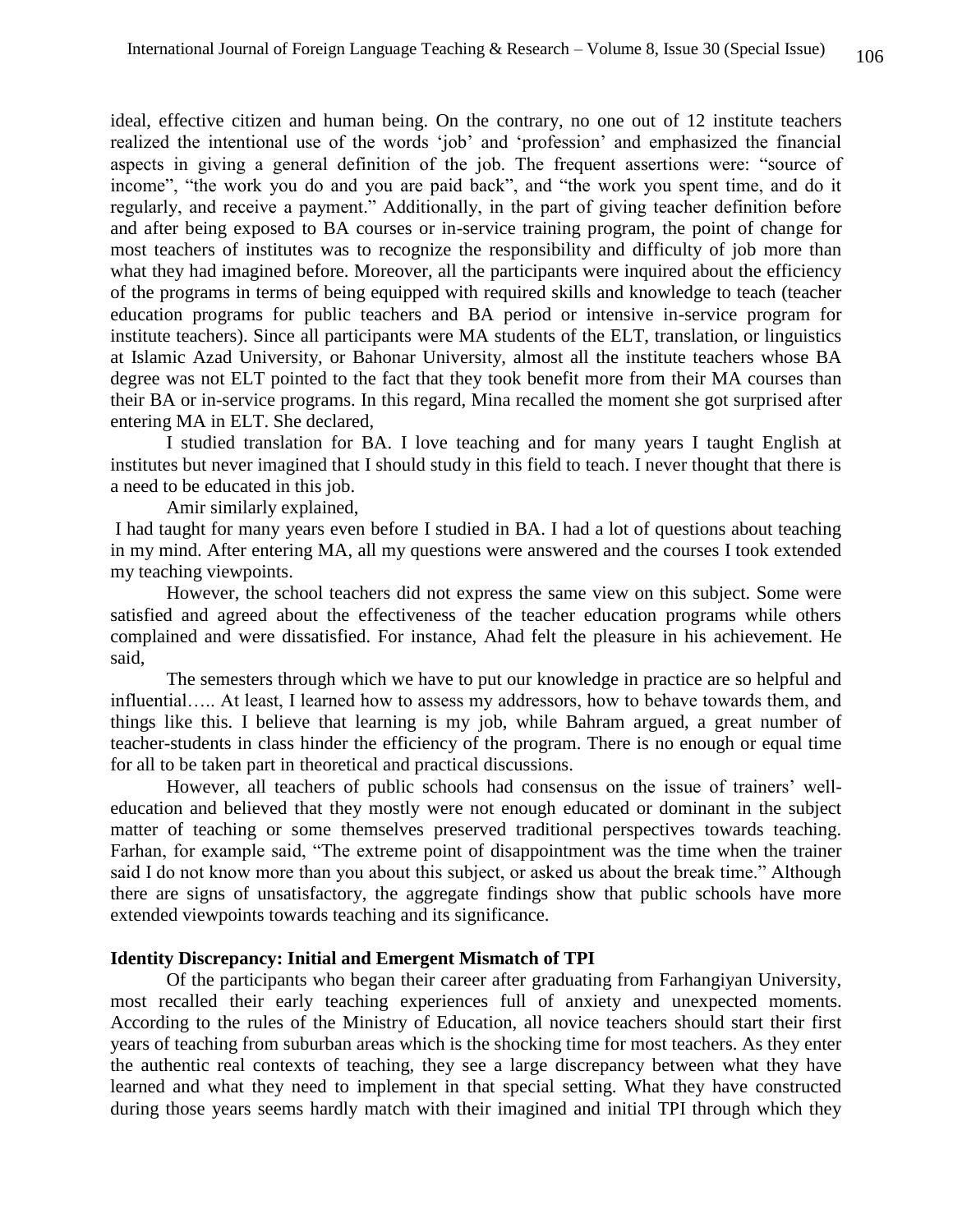ideal, effective citizen and human being. On the contrary, no one out of 12 institute teachers realized the intentional use of the words 'job' and 'profession' and emphasized the financial aspects in giving a general definition of the job. The frequent assertions were: "source of income", "the work you do and you are paid back", and "the work you spent time, and do it regularly, and receive a payment." Additionally, in the part of giving teacher definition before and after being exposed to BA courses or in-service training program, the point of change for most teachers of institutes was to recognize the responsibility and difficulty of job more than what they had imagined before. Moreover, all the participants were inquired about the efficiency of the programs in terms of being equipped with required skills and knowledge to teach (teacher education programs for public teachers and BA period or intensive in-service program for institute teachers). Since all participants were MA students of the ELT, translation, or linguistics at Islamic Azad University, or Bahonar University, almost all the institute teachers whose BA degree was not ELT pointed to the fact that they took benefit more from their MA courses than their BA or in-service programs. In this regard, Mina recalled the moment she got surprised after entering MA in ELT. She declared,

I studied translation for BA. I love teaching and for many years I taught English at institutes but never imagined that I should study in this field to teach. I never thought that there is a need to be educated in this job.

Amir similarly explained,

I had taught for many years even before I studied in BA. I had a lot of questions about teaching in my mind. After entering MA, all my questions were answered and the courses I took extended my teaching viewpoints.

However, the school teachers did not express the same view on this subject. Some were satisfied and agreed about the effectiveness of the teacher education programs while others complained and were dissatisfied. For instance, Ahad felt the pleasure in his achievement. He said,

The semesters through which we have to put our knowledge in practice are so helpful and influential….. At least, I learned how to assess my addressors, how to behave towards them, and things like this. I believe that learning is my job, while Bahram argued, a great number of teacher-students in class hinder the efficiency of the program. There is no enough or equal time for all to be taken part in theoretical and practical discussions.

However, all teachers of public schools had consensus on the issue of trainers' well-education and believed that they mostly were not enough educated or dominant in the subject matter of teaching or some themselves preserved traditional perspectives towards teaching. Farhan, for example said, "The extreme point of disappointment was the time when the trainer said I do not know more than you about this subject, or asked us about the break time." Although there are signs of unsatisfactory, the aggregate findings show that public schools have more extended viewpoints towards teaching and its significance.

**Identity Discrepancy: Initial and Emergent Mismatch of TPI**

Of the participants who began their career after graduating from Farhangiyan University, most recalled their early teaching experiences full of anxiety and unexpected moments. According to the rules of the Ministry of Education, all novice teachers should start their first years of teaching from suburban areas which is the shocking time for most teachers. As they enter the authentic real contexts of teaching, they see a large discrepancy between what they have learned and what they need to implement in that special setting. What they have constructed during those years seems hardly match with their imagined and initial TPI through which they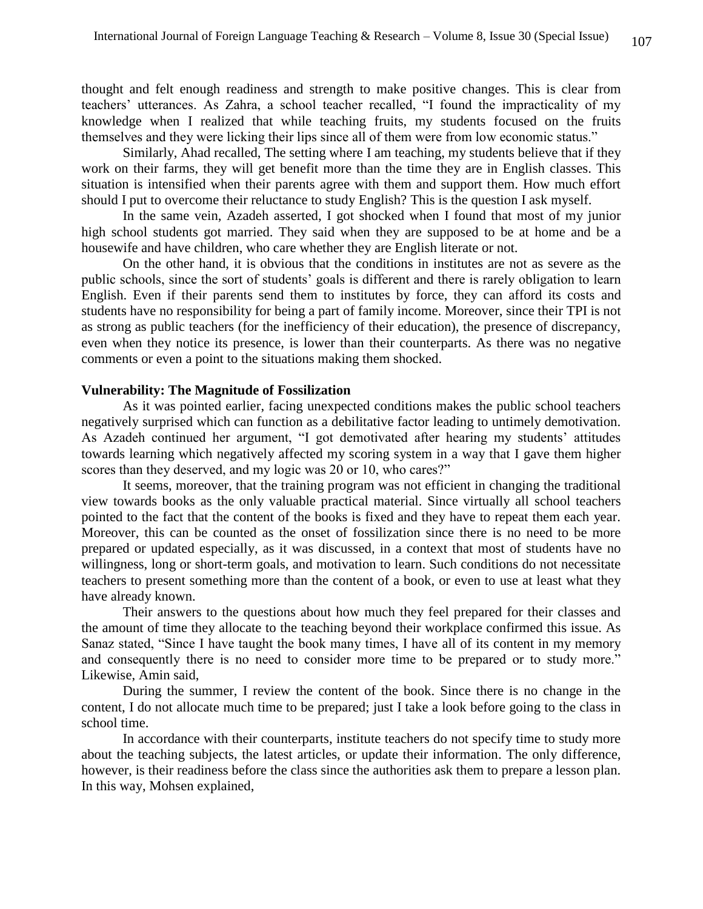thought and felt enough readiness and strength to make positive changes. This is clear from teachers' utterances. As Zahra, a school teacher recalled, "I found the impracticality of my knowledge when I realized that while teaching fruits, my students focused on the fruits themselves and they were licking their lips since all of them were from low economic status."

Similarly, Ahad recalled, The setting where I am teaching, my students believe that if they work on their farms, they will get benefit more than the time they are in English classes. This situation is intensified when their parents agree with them and support them. How much effort should I put to overcome their reluctance to study English? This is the question I ask myself.

In the same vein, Azadeh asserted, I got shocked when I found that most of my junior high school students got married. They said when they are supposed to be at home and be a housewife and have children, who care whether they are English literate or not.

On the other hand, it is obvious that the conditions in institutes are not as severe as the public schools, since the sort of students' goals is different and there is rarely obligation to learn English. Even if their parents send them to institutes by force, they can afford its costs and students have no responsibility for being a part of family income. Moreover, since their TPI is not as strong as public teachers (for the inefficiency of their education), the presence of discrepancy, even when they notice its presence, is lower than their counterparts. As there was no negative comments or even a point to the situations making them shocked.

**Vulnerability: The Magnitude of Fossilization**

As it was pointed earlier, facing unexpected conditions makes the public school teachers negatively surprised which can function as a debilitative factor leading to untimely demotivation. As Azadeh continued her argument, "I got demotivated after hearing my students' attitudes towards learning which negatively affected my scoring system in a way that I gave them higher scores than they deserved, and my logic was 20 or 10, who cares?"

It seems, moreover, that the training program was not efficient in changing the traditional view towards books as the only valuable practical material. Since virtually all school teachers pointed to the fact that the content of the books is fixed and they have to repeat them each year. Moreover, this can be counted as the onset of fossilization since there is no need to be more prepared or updated especially, as it was discussed, in a context that most of students have no willingness, long or short-term goals, and motivation to learn. Such conditions do not necessitate teachers to present something more than the content of a book, or even to use at least what they have already known.

Their answers to the questions about how much they feel prepared for their classes and the amount of time they allocate to the teaching beyond their workplace confirmed this issue. As Sanaz stated, "Since I have taught the book many times, I have all of its content in my memory and consequently there is no need to consider more time to be prepared or to study more." Likewise, Amin said,

During the summer, I review the content of the book. Since there is no change in the content, I do not allocate much time to be prepared; just I take a look before going to the class in school time.

In accordance with their counterparts, institute teachers do not specify time to study more about the teaching subjects, the latest articles, or update their information. The only difference, however, is their readiness before the class since the authorities ask them to prepare a lesson plan. In this way, Mohsen explained,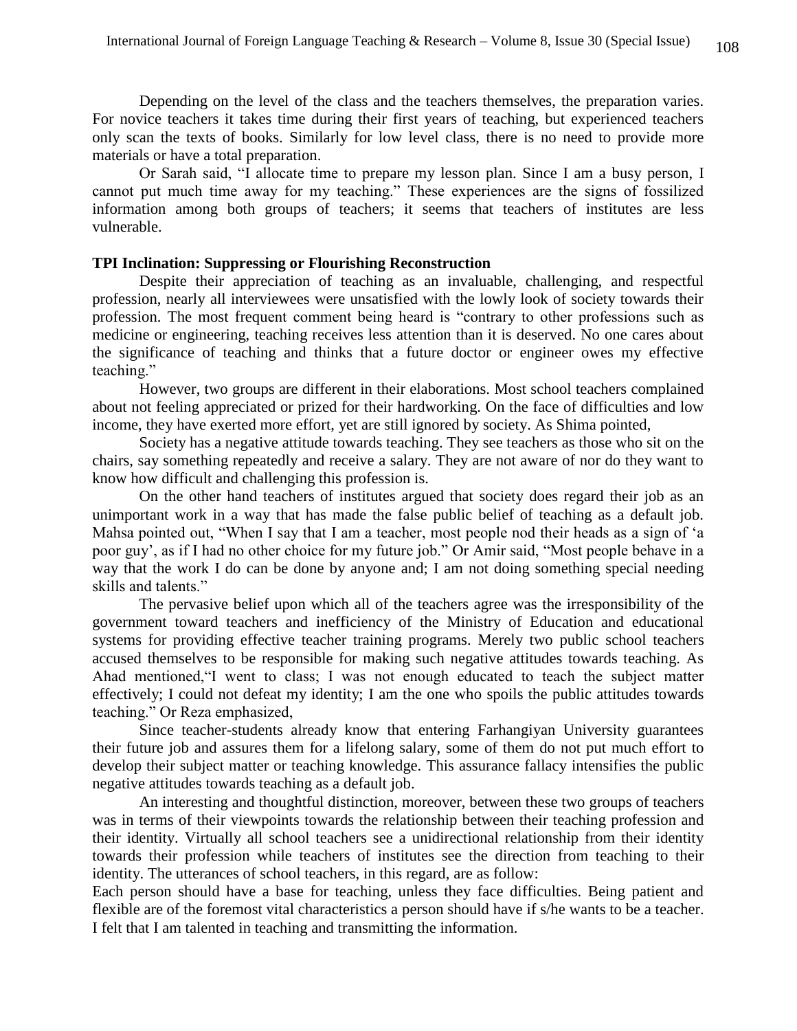Depending on the level of the class and the teachers themselves, the preparation varies. For novice teachers it takes time during their first years of teaching, but experienced teachers only scan the texts of books. Similarly for low level class, there is no need to provide more materials or have a total preparation.

Or Sarah said, "I allocate time to prepare my lesson plan. Since I am a busy person, I cannot put much time away for my teaching." These experiences are the signs of fossilized information among both groups of teachers; it seems that teachers of institutes are less vulnerable.

**TPI Inclination: Suppressing or Flourishing Reconstruction**

Despite their appreciation of teaching as an invaluable, challenging, and respectful profession, nearly all interviewees were unsatisfied with the lowly look of society towards their profession. The most frequent comment being heard is "contrary to other professions such as medicine or engineering, teaching receives less attention than it is deserved. No one cares about the significance of teaching and thinks that a future doctor or engineer owes my effective teaching."

However, two groups are different in their elaborations. Most school teachers complained about not feeling appreciated or prized for their hardworking. On the face of difficulties and low income, they have exerted more effort, yet are still ignored by society. As Shima pointed,

Society has a negative attitude towards teaching. They see teachers as those who sit on the chairs, say something repeatedly and receive a salary. They are not aware of nor do they want to know how difficult and challenging this profession is.

On the other hand teachers of institutes argued that society does regard their job as an unimportant work in a way that has made the false public belief of teaching as a default job. Mahsa pointed out, "When I say that I am a teacher, most people nod their heads as a sign of 'a poor guy', as if I had no other choice for my future job." Or Amir said, "Most people behave in a way that the work I do can be done by anyone and; I am not doing something special needing skills and talents."

The pervasive belief upon which all of the teachers agree was the irresponsibility of the government toward teachers and inefficiency of the Ministry of Education and educational systems for providing effective teacher training programs. Merely two public school teachers accused themselves to be responsible for making such negative attitudes towards teaching. As Ahad mentioned,"I went to class; I was not enough educated to teach the subject matter effectively; I could not defeat my identity; I am the one who spoils the public attitudes towards teaching." Or Reza emphasized,

Since teacher-students already know that entering Farhangiyan University guarantees their future job and assures them for a lifelong salary, some of them do not put much effort to develop their subject matter or teaching knowledge. This assurance fallacy intensifies the public negative attitudes towards teaching as a default job.

An interesting and thoughtful distinction, moreover, between these two groups of teachers was in terms of their viewpoints towards the relationship between their teaching profession and their identity. Virtually all school teachers see a unidirectional relationship from their identity towards their profession while teachers of institutes see the direction from teaching to their identity. The utterances of school teachers, in this regard, are as follow:

Each person should have a base for teaching, unless they face difficulties. Being patient and flexible are of the foremost vital characteristics a person should have if s/he wants to be a teacher. I felt that I am talented in teaching and transmitting the information.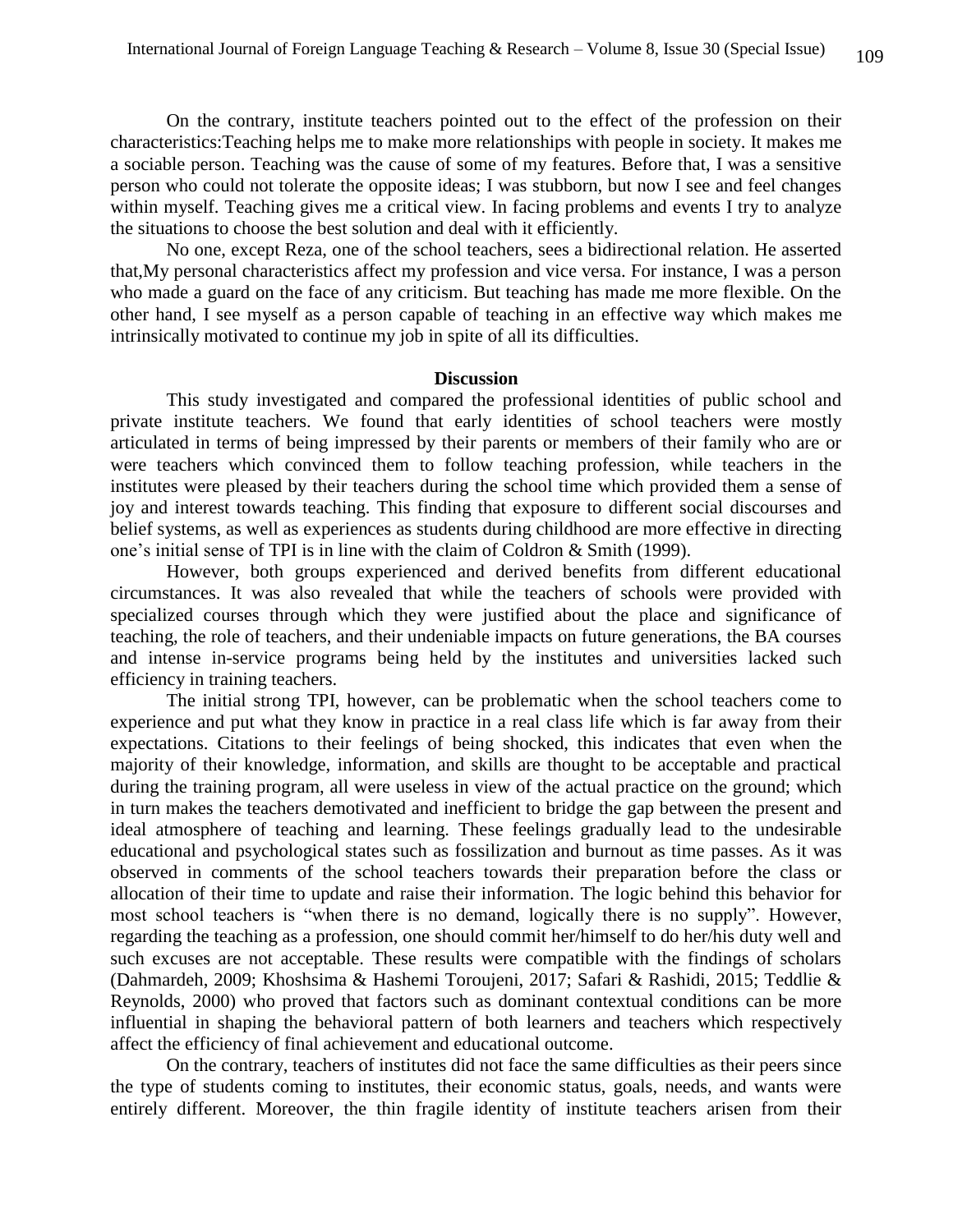On the contrary, institute teachers pointed out to the effect of the profession on their characteristics:Teaching helps me to make more relationships with people in society. It makes me a sociable person. Teaching was the cause of some of my features. Before that, I was a sensitive person who could not tolerate the opposite ideas; I was stubborn, but now I see and feel changes within myself. Teaching gives me a critical view. In facing problems and events I try to analyze the situations to choose the best solution and deal with it efficiently.

No one, except Reza, one of the school teachers, sees a bidirectional relation. He asserted that,My personal characteristics affect my profession and vice versa. For instance, I was a person who made a guard on the face of any criticism. But teaching has made me more flexible. On the other hand, I see myself as a person capable of teaching in an effective way which makes me intrinsically motivated to continue my job in spite of all its difficulties.

## Discussion

This study investigated and compared the professional identities of public school and private institute teachers. We found that early identities of school teachers were mostly articulated in terms of being impressed by their parents or members of their family who are or were teachers which convinced them to follow teaching profession, while teachers in the institutes were pleased by their teachers during the school time which provided them a sense of joy and interest towards teaching. This finding that exposure to different social discourses and belief systems, as well as experiences as students during childhood are more effective in directing one's initial sense of TPI is in line with the claim of Coldron & Smith (1999).

However, both groups experienced and derived benefits from different educational circumstances. It was also revealed that while the teachers of schools were provided with specialized courses through which they were justified about the place and significance of teaching, the role of teachers, and their undeniable impacts on future generations, the BA courses and intense in-service programs being held by the institutes and universities lacked such efficiency in training teachers.

The initial strong TPI, however, can be problematic when the school teachers come to experience and put what they know in practice in a real class life which is far away from their expectations. Citations to their feelings of being shocked, this indicates that even when the majority of their knowledge, information, and skills are thought to be acceptable and practical during the training program, all were useless in view of the actual practice on the ground; which in turn makes the teachers demotivated and inefficient to bridge the gap between the present and ideal atmosphere of teaching and learning. These feelings gradually lead to the undesirable educational and psychological states such as fossilization and burnout as time passes. As it was observed in comments of the school teachers towards their preparation before the class or allocation of their time to update and raise their information. The logic behind this behavior for most school teachers is "when there is no demand, logically there is no supply". However, regarding the teaching as a profession, one should commit her/himself to do her/his duty well and such excuses are not acceptable. These results were compatible with the findings of scholars (Dahmardeh, 2009; Khoshsima & Hashemi Toroujeni, 2017; Safari & Rashidi, 2015; Teddlie & Reynolds, 2000) who proved that factors such as dominant contextual conditions can be more influential in shaping the behavioral pattern of both learners and teachers which respectively affect the efficiency of final achievement and educational outcome.

On the contrary, teachers of institutes did not face the same difficulties as their peers since the type of students coming to institutes, their economic status, goals, needs, and wants were entirely different. Moreover, the thin fragile identity of institute teachers arisen from their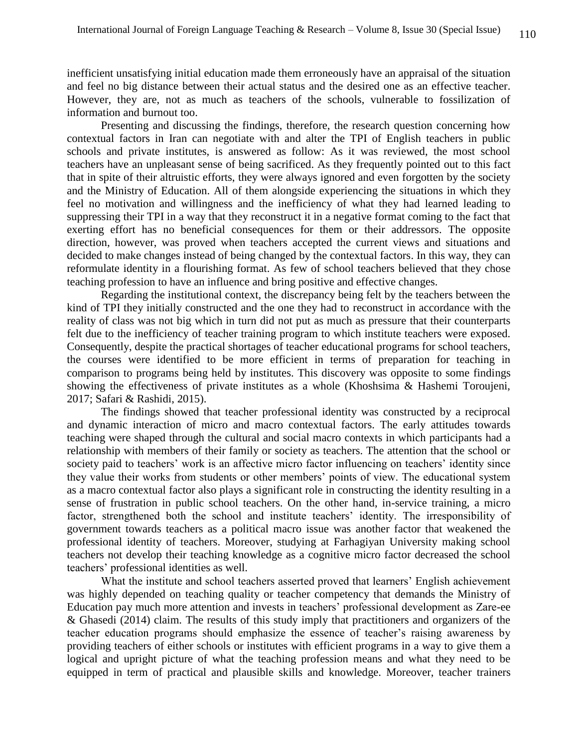inefficient unsatisfying initial education made them erroneously have an appraisal of the situation and feel no big distance between their actual status and the desired one as an effective teacher. However, they are, not as much as teachers of the schools, vulnerable to fossilization of information and burnout too.

Presenting and discussing the findings, therefore, the research question concerning how contextual factors in Iran can negotiate with and alter the TPI of English teachers in public schools and private institutes, is answered as follow: As it was reviewed, the most school teachers have an unpleasant sense of being sacrificed. As they frequently pointed out to this fact that in spite of their altruistic efforts, they were always ignored and even forgotten by the society and the Ministry of Education. All of them alongside experiencing the situations in which they feel no motivation and willingness and the inefficiency of what they had learned leading to suppressing their TPI in a way that they reconstruct it in a negative format coming to the fact that exerting effort has no beneficial consequences for them or their addressors. The opposite direction, however, was proved when teachers accepted the current views and situations and decided to make changes instead of being changed by the contextual factors. In this way, they can reformulate identity in a flourishing format. As few of school teachers believed that they chose teaching profession to have an influence and bring positive and effective changes.

Regarding the institutional context, the discrepancy being felt by the teachers between the kind of TPI they initially constructed and the one they had to reconstruct in accordance with the reality of class was not big which in turn did not put as much as pressure that their counterparts felt due to the inefficiency of teacher training program to which institute teachers were exposed. Consequently, despite the practical shortages of teacher educational programs for school teachers, the courses were identified to be more efficient in terms of preparation for teaching in comparison to programs being held by institutes. This discovery was opposite to some findings showing the effectiveness of private institutes as a whole (Khoshsima & Hashemi Toroujeni, 2017; Safari & Rashidi, 2015).

The findings showed that teacher professional identity was constructed by a reciprocal and dynamic interaction of micro and macro contextual factors. The early attitudes towards teaching were shaped through the cultural and social macro contexts in which participants had a relationship with members of their family or society as teachers. The attention that the school or society paid to teachers' work is an affective micro factor influencing on teachers' identity since they value their works from students or other members' points of view. The educational system as a macro contextual factor also plays a significant role in constructing the identity resulting in a sense of frustration in public school teachers. On the other hand, in-service training, a micro factor, strengthened both the school and institute teachers' identity. The irresponsibility of government towards teachers as a political macro issue was another factor that weakened the professional identity of teachers. Moreover, studying at Farhagiyan University making school teachers not develop their teaching knowledge as a cognitive micro factor decreased the school teachers' professional identities as well.

What the institute and school teachers asserted proved that learners' English achievement was highly depended on teaching quality or teacher competency that demands the Ministry of Education pay much more attention and invests in teachers' professional development as Zare-ee & Ghasedi (2014) claim. The results of this study imply that practitioners and organizers of the teacher education programs should emphasize the essence of teacher's raising awareness by providing teachers of either schools or institutes with efficient programs in a way to give them a logical and upright picture of what the teaching profession means and what they need to be equipped in term of practical and plausible skills and knowledge. Moreover, teacher trainers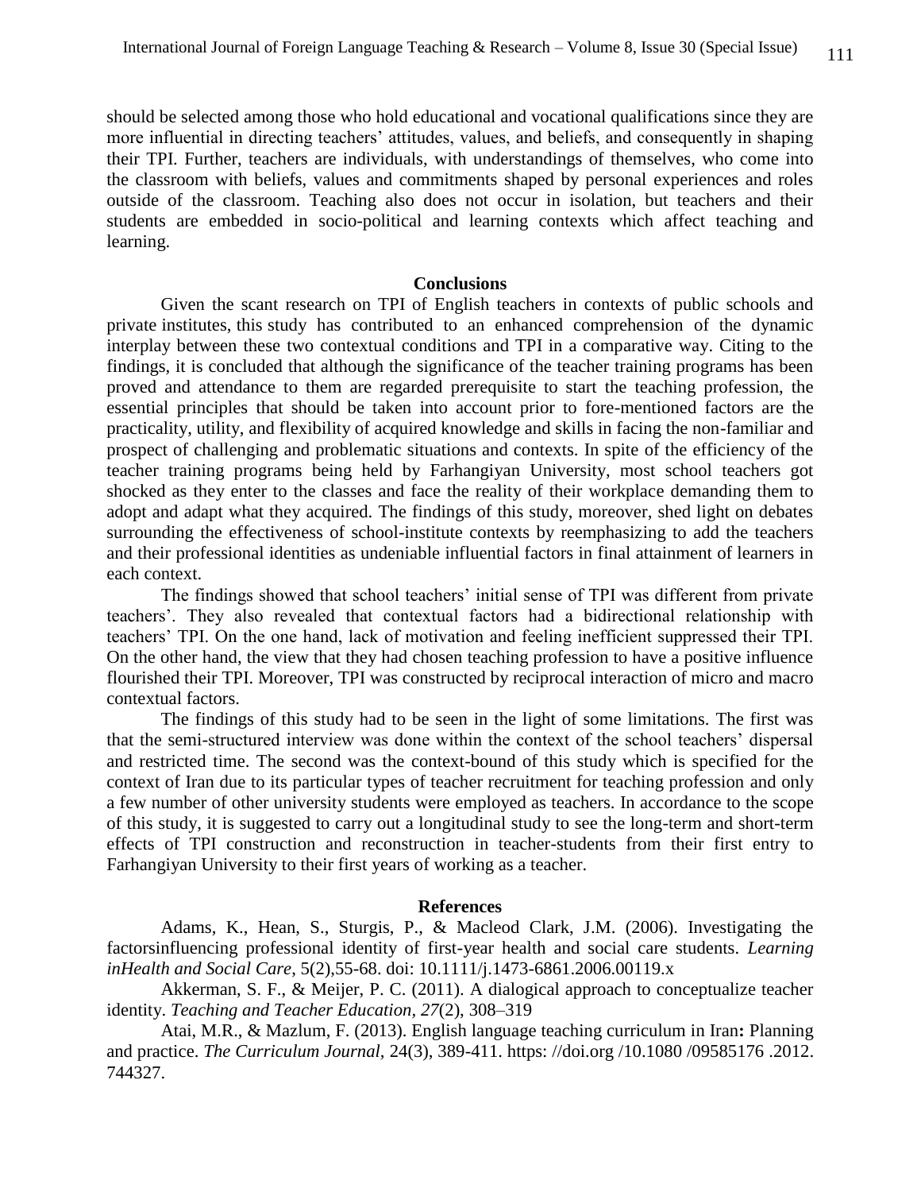should be selected among those who hold educational and vocational qualifications since they are more influential in directing teachers' attitudes, values, and beliefs, and consequently in shaping their TPI. Further, teachers are individuals, with understandings of themselves, who come into the classroom with beliefs, values and commitments shaped by personal experiences and roles outside of the classroom. Teaching also does not occur in isolation, but teachers and their students are embedded in socio-political and learning contexts which affect teaching and learning.

## Conclusions

Given the scant research on TPI of English teachers in contexts of public schools and private institutes, this study has contributed to an enhanced comprehension of the dynamic interplay between these two contextual conditions and TPI in a comparative way. Citing to the findings, it is concluded that although the significance of the teacher training programs has been proved and attendance to them are regarded prerequisite to start the teaching profession, the essential principles that should be taken into account prior to fore-mentioned factors are the practicality, utility, and flexibility of acquired knowledge and skills in facing the non-familiar and prospect of challenging and problematic situations and contexts. In spite of the efficiency of the teacher training programs being held by Farhangiyan University, most school teachers got shocked as they enter to the classes and face the reality of their workplace demanding them to adopt and adapt what they acquired. The findings of this study, moreover, shed light on debates surrounding the effectiveness of school-institute contexts by reemphasizing to add the teachers and their professional identities as undeniable influential factors in final attainment of learners in each context.

The findings showed that school teachers' initial sense of TPI was different from private teachers'. They also revealed that contextual factors had a bidirectional relationship with teachers' TPI. On the one hand, lack of motivation and feeling inefficient suppressed their TPI. On the other hand, the view that they had chosen teaching profession to have a positive influence flourished their TPI. Moreover, TPI was constructed by reciprocal interaction of micro and macro contextual factors.

The findings of this study had to be seen in the light of some limitations. The first was that the semi-structured interview was done within the context of the school teachers' dispersal and restricted time. The second was the context-bound of this study which is specified for the context of Iran due to its particular types of teacher recruitment for teaching profession and only a few number of other university students were employed as teachers. In accordance to the scope of this study, it is suggested to carry out a longitudinal study to see the long-term and short-term effects of TPI construction and reconstruction in teacher-students from their first entry to Farhangiyan University to their first years of working as a teacher.

## References

Adams, K., Hean, S., Sturgis, P., & Macleod Clark, J.M. (2006). Investigating the factorsinfluencing professional identity of first-year health and social care students. *Learning inHealth and Social Care*, 5(2),55-68. doi: 10.1111/j.1473-6861.2006.00119.x

Akkerman, S. F., & Meijer, P. C. (2011). A dialogical approach to conceptualize teacher identity. *Teaching and Teacher Education*, *27*(2), 308–319

Atai, M.R., & Mazlum, F. (2013). English language teaching curriculum in Iran**:** Planning and practice. *The Curriculum Journal,* 24(3), 389-411. https: //doi.org /10.1080 /09585176 .2012. 744327.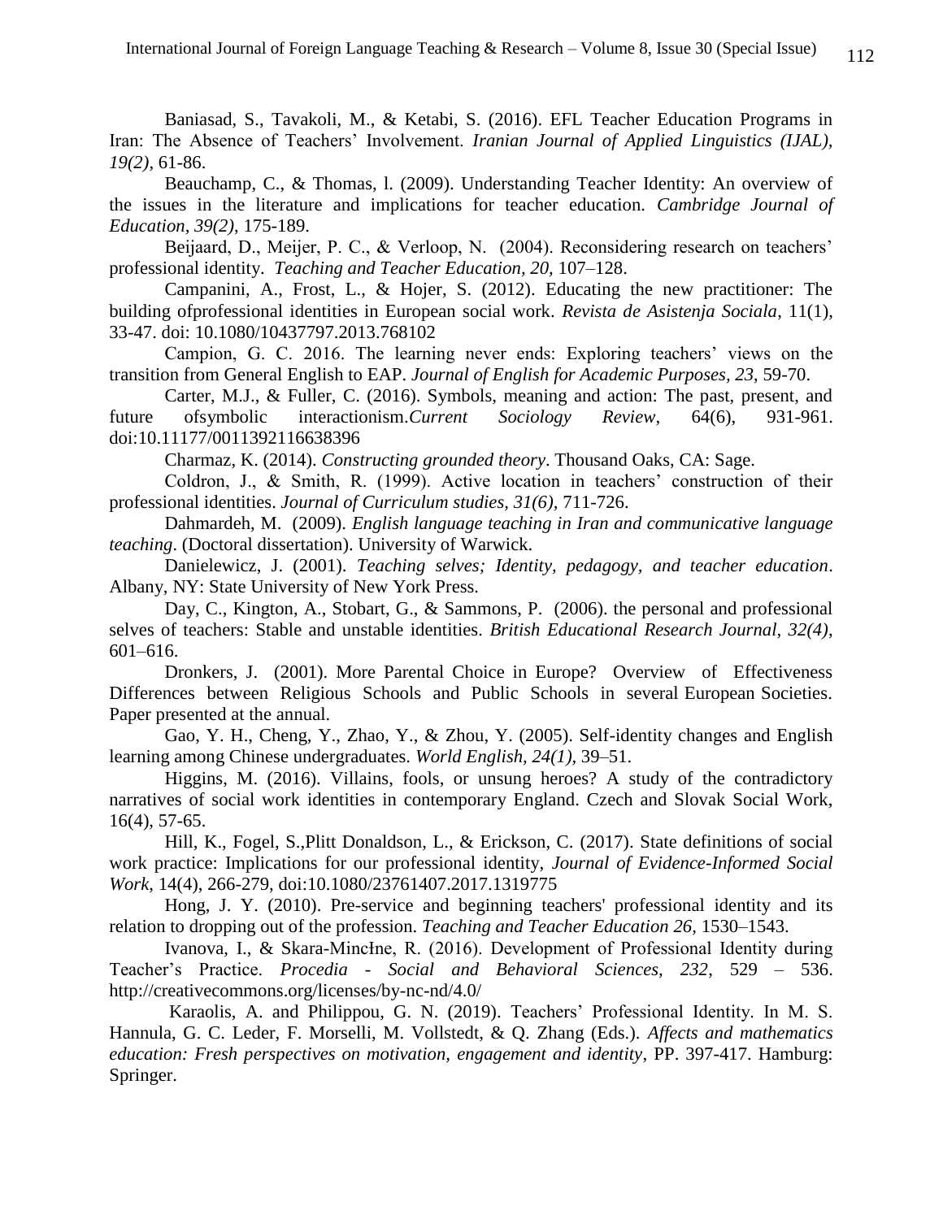Baniasad, S., Tavakoli, M., & Ketabi, S. (2016). EFL Teacher Education Programs in Iran: The Absence of Teachers' Involvement. *Iranian Journal of Applied Linguistics (IJAL), 19(2)*, 61-86.

Beauchamp, C., & Thomas, l. (2009). Understanding Teacher Identity: An overview of the issues in the literature and implications for teacher education. *Cambridge Journal of Education, 39(2)*, 175-189.

Beijaard, D., Meijer, P. C., & Verloop, N. (2004). Reconsidering research on teachers' professional identity. *Teaching and Teacher Education, 20,* 107–128.

Campanini, A., Frost, L., & Hojer, S. (2012). Educating the new practitioner: The building ofprofessional identities in European social work. *Revista de Asistenja Sociala*, 11(1), 33-47. doi: 10.1080/10437797.2013.768102

Campion, G. C. 2016. The learning never ends: Exploring teachers' views on the transition from General English to EAP. *Journal of English for Academic Purposes, 23*, 59-70.

Carter, M.J., & Fuller, C. (2016). Symbols, meaning and action: The past, present, and future ofsymbolic interactionism.*Current Sociology Review*, 64(6), 931-961. doi:10.11177/0011392116638396

Charmaz, K. (2014). *Constructing grounded theory*. Thousand Oaks, CA: Sage.

Coldron, J., & Smith, R. (1999). Active location in teachers' construction of their professional identities. *Journal of Curriculum studies, 31(6)*, 711-726.

Dahmardeh, M. (2009). *English language teaching in Iran and communicative language teaching*. (Doctoral dissertation). University of Warwick.

Danielewicz, J. (2001). *Teaching selves; Identity, pedagogy, and teacher education*. Albany, NY: State University of New York Press.

Day, C., Kington, A., Stobart, G., & Sammons, P. (2006). the personal and professional selves of teachers: Stable and unstable identities. *British Educational Research Journal, 32(4)*, 601–616.

Dronkers, J. (2001). More Parental Choice in Europe? Overview of Effectiveness Differences between Religious Schools and Public Schools in several European Societies. Paper presented at the annual.

Gao, Y. H., Cheng, Y., Zhao, Y., & Zhou, Y. (2005). Self-identity changes and English learning among Chinese undergraduates. *World English, 24(1),* 39–51.

Higgins, M. (2016). Villains, fools, or unsung heroes? A study of the contradictory narratives of social work identities in contemporary England. Czech and Slovak Social Work, 16(4), 57-65.

Hill, K., Fogel, S.,Plitt Donaldson, L., & Erickson, C. (2017). State definitions of social work practice: Implications for our professional identity, *Journal of Evidence-Informed Social Work*, 14(4), 266-279, doi:10.1080/23761407.2017.1319775

Hong, J. Y. (2010). Pre-service and beginning teachers' professional identity and its relation to dropping out of the profession. *Teaching and Teacher Education 26*, 1530–1543.

Ivanova, I., & Skara-MincŁne, R. (2016). Development of Professional Identity during Teacher's Practice. *Procedia - Social and Behavioral Sciences, 232*, 529 – 536. http://creativecommons.org/licenses/by-nc-nd/4.0/

Karaolis, A. and Philippou, G. N. (2019). Teachers' Professional Identity. In M. S. Hannula, G. C. Leder, F. Morselli, M. Vollstedt, & Q. Zhang (Eds.). *Affects and mathematics education: Fresh perspectives on motivation, engagement and identity*, PP. 397-417. Hamburg: Springer.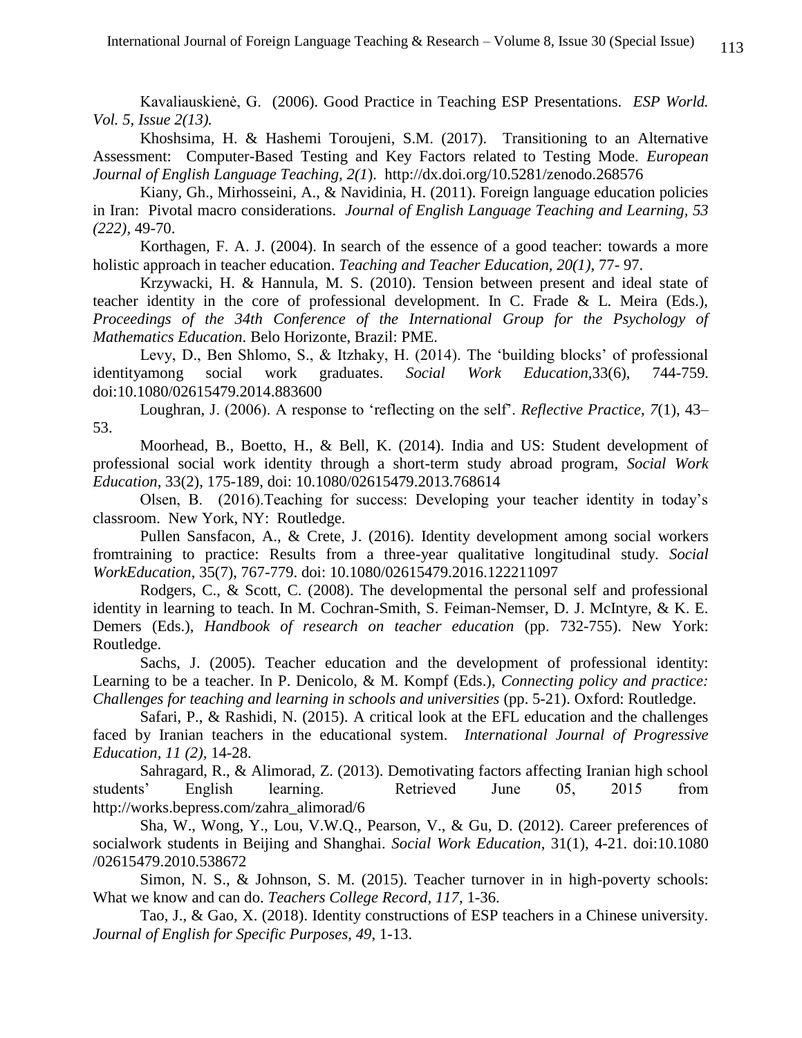Kavaliauskienė, G. (2006). Good Practice in Teaching ESP Presentations. *ESP World. Vol. 5, Issue 2(13).*

Khoshsima, H. & Hashemi Toroujeni, S.M. (2017). Transitioning to an Alternative Assessment: Computer-Based Testing and Key Factors related to Testing Mode. *European Journal of English Language Teaching, 2(1*). http://dx.doi.org/10.5281/zenodo.268576

Kiany, Gh., Mirhosseini, A., & Navidinia, H. (2011). Foreign language education policies in Iran: Pivotal macro considerations. *Journal of English Language Teaching and Learning, 53 (222),* 49-70.

Korthagen, F. A. J. (2004). In search of the essence of a good teacher: towards a more holistic approach in teacher education. *Teaching and Teacher Education, 20(1),* 77- 97.

Krzywacki, H. & Hannula, M. S. (2010). Tension between present and ideal state of teacher identity in the core of professional development. In C. Frade & L. Meira (Eds.), *Proceedings of the 34th Conference of the International Group for the Psychology of Mathematics Education*. Belo Horizonte, Brazil: PME.

Levy, D., Ben Shlomo, S., & Itzhaky, H. (2014). The 'building blocks' of professional identityamong social work graduates. *Social Work Education,*33(6), 744-759. doi:10.1080/02615479.2014.883600

Loughran, J. (2006). A response to 'reflecting on the self'. *Reflective Practice, 7*(1), 43–53.

Moorhead, B., Boetto, H., & Bell, K. (2014). India and US: Student development of professional social work identity through a short-term study abroad program, *Social Work Education*, 33(2), 175-189, doi: 10.1080/02615479.2013.768614

Olsen, B. (2016).Teaching for success: Developing your teacher identity in today's classroom. New York, NY: Routledge.

Pullen Sansfacon, A., & Crete, J. (2016). Identity development among social workers fromtraining to practice: Results from a three-year qualitative longitudinal study. *Social WorkEducation*, 35(7), 767-779. doi: 10.1080/02615479.2016.122211097

Rodgers, C., & Scott, C. (2008). The developmental the personal self and professional identity in learning to teach. In M. Cochran-Smith, S. Feiman-Nemser, D. J. McIntyre, & K. E. Demers (Eds.), *Handbook of research on teacher education* (pp. 732-755). New York: Routledge.

Sachs, J. (2005). Teacher education and the development of professional identity: Learning to be a teacher. In P. Denicolo, & M. Kompf (Eds.), *Connecting policy and practice: Challenges for teaching and learning in schools and universities* (pp. 5-21). Oxford: Routledge.

Safari, P., & Rashidi, N. (2015). A critical look at the EFL education and the challenges faced by Iranian teachers in the educational system. *International Journal of Progressive Education, 11 (2),* 14-28.

Sahragard, R., & Alimorad, Z. (2013). Demotivating factors affecting Iranian high school students' English learning. Retrieved June 05, 2015 from http://works.bepress.com/zahra_alimorad/6

Sha, W., Wong, Y., Lou, V.W.Q., Pearson, V., & Gu, D. (2012). Career preferences of socialwork students in Beijing and Shanghai. *Social Work Education*, 31(1), 4-21. doi:10.1080 /02615479.2010.538672

Simon, N. S., & Johnson, S. M. (2015). Teacher turnover in in high-poverty schools: What we know and can do. *Teachers College Record, 117*, 1-36.

Tao, J., & Gao, X. (2018). Identity constructions of ESP teachers in a Chinese university. *Journal of English for Specific Purposes, 49*, 1-13.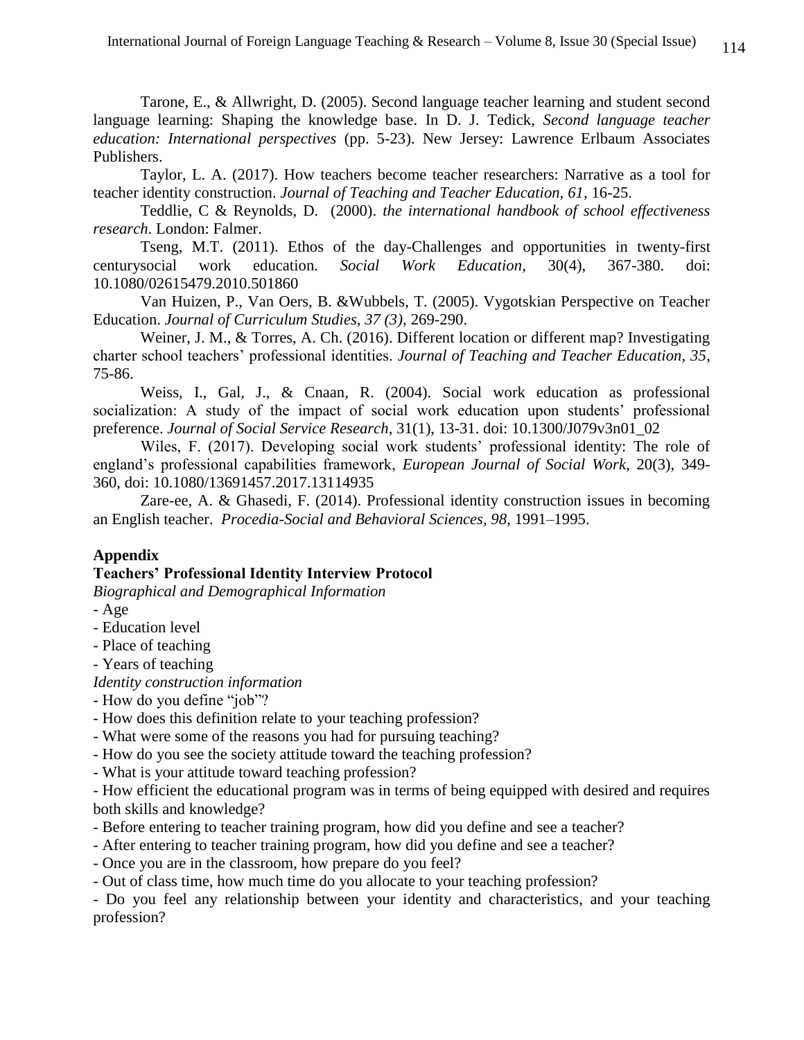Tarone, E., & Allwright, D. (2005). Second language teacher learning and student second language learning: Shaping the knowledge base. In D. J. Tedick, *Second language teacher education: International perspectives* (pp. 5-23). New Jersey: Lawrence Erlbaum Associates Publishers.

Taylor, L. A. (2017). How teachers become teacher researchers: Narrative as a tool for teacher identity construction. *Journal of Teaching and Teacher Education, 61*, 16-25.

Teddlie, C & Reynolds, D. (2000). *the international handbook of school effectiveness research*. London: Falmer.

Tseng, M.T. (2011). Ethos of the day-Challenges and opportunities in twenty-first centurysocial work education. *Social Work Education*, 30(4), 367-380. doi: 10.1080/02615479.2010.501860

Van Huizen, P., Van Oers, B. &Wubbels, T. (2005). Vygotskian Perspective on Teacher Education. *Journal of Curriculum Studies, 37 (3)*, 269-290.

Weiner, J. M., & Torres, A. Ch. (2016). Different location or different map? Investigating charter school teachers' professional identities. *Journal of Teaching and Teacher Education, 35*, 75-86.

Weiss, I., Gal, J., & Cnaan, R. (2004). Social work education as professional socialization: A study of the impact of social work education upon students' professional preference. *Journal of Social Service Research*, 31(1), 13-31. doi: 10.1300/J079v3n01_02

Wiles, F. (2017). Developing social work students' professional identity: The role of england's professional capabilities framework, *European Journal of Social Work*, 20(3), 349-360, doi: 10.1080/13691457.2017.13114935

Zare-ee, A. & Ghasedi, F. (2014). Professional identity construction issues in becoming an English teacher. *Procedia-Social and Behavioral Sciences, 98*, 1991–1995.

## Appendix

### Teachers' Professional Identity Interview Protocol

*Biographical and Demographical Information*

- Age
- Education level
- Place of teaching
- Years of teaching

*Identity construction information*

- How do you define "job"?
- How does this definition relate to your teaching profession?
- What were some of the reasons you had for pursuing teaching?
- How do you see the society attitude toward the teaching profession?
- What is your attitude toward teaching profession?
- How efficient the educational program was in terms of being equipped with desired and requires both skills and knowledge?
- Before entering to teacher training program, how did you define and see a teacher?
- After entering to teacher training program, how did you define and see a teacher?
- Once you are in the classroom, how prepare do you feel?
- Out of class time, how much time do you allocate to your teaching profession?
- Do you feel any relationship between your identity and characteristics, and your teaching profession?